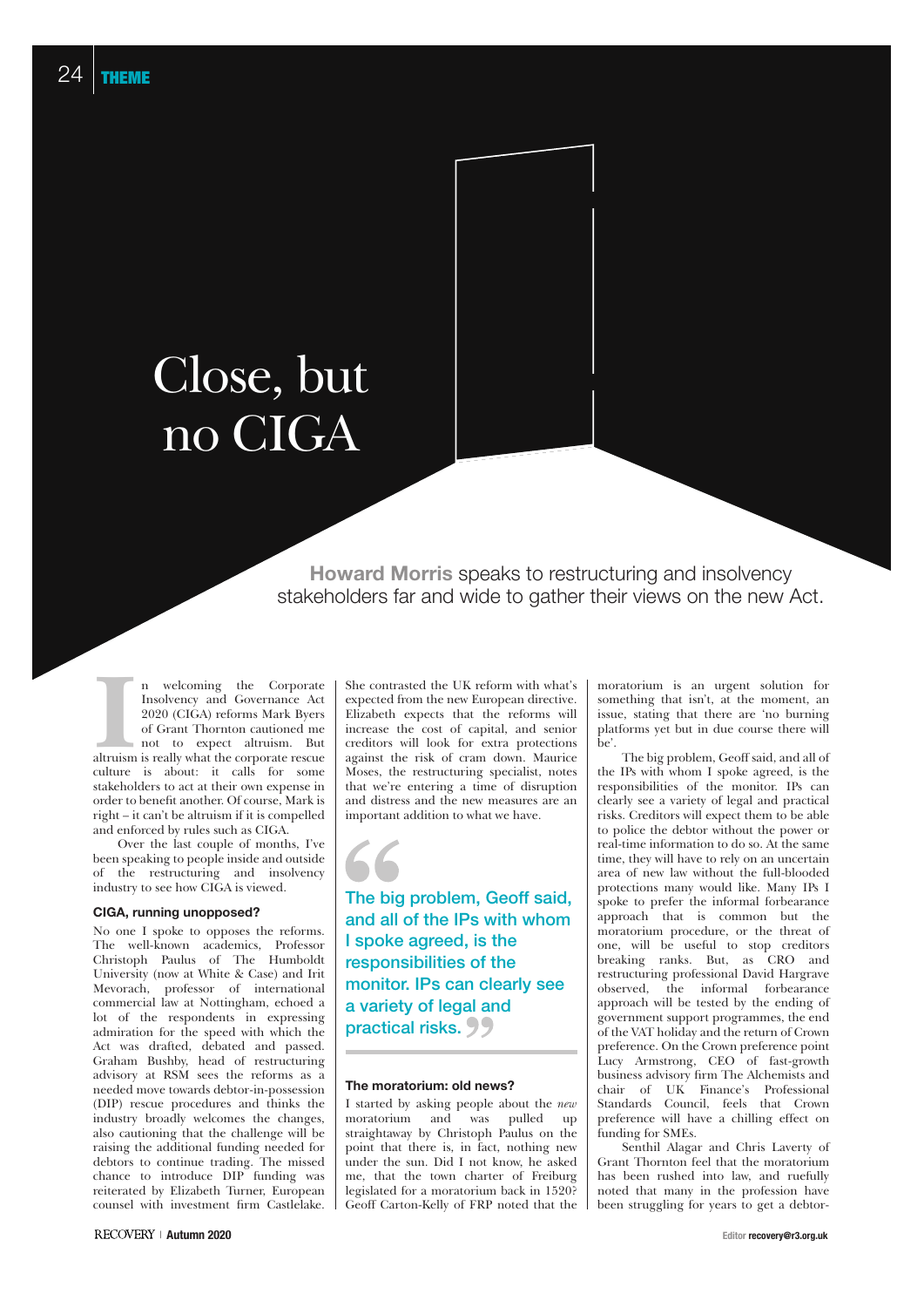# Close, but no CIGA

**Howard Morris** speaks to restructuring and insolvency stakeholders far and wide to gather their views on the new Act.

In welcoming the Corporate Insolvency and Governance Act 2020 (CIGA) reforms Mark Byers of Grant Thornton cautioned me not to expect altruism. But altruism is really what the corporate rescue culture is about: it calls for some stakeholders to act at their own expense in order to benefit another. Of course, Mark is right – it can't be altruism if it is compelled and enforced by rules such as CIGA.

Over the last couple of months, I've been speaking to people inside and outside of the restructuring and insolvency industry to see how CIGA is viewed.

### CIGA, running unopposed?

No one I spoke to opposes the reforms. The well-known academics, Professor Christoph Paulus of The Humboldt University (now at White & Case) and Irit Mevorach, professor of international commercial law at Nottingham, echoed a lot of the respondents in expressing admiration for the speed with which the Act was drafted, debated and passed. Graham Bushby, head of restructuring advisory at RSM sees the reforms as a needed move towards debtor-in-possession (DIP) rescue procedures and thinks the industry broadly welcomes the changes, also cautioning that the challenge will be raising the additional funding needed for debtors to continue trading. The missed chance to introduce DIP funding was reiterated by Elizabeth Turner, European counsel with investment firm Castlelake. She contrasted the UK reform with what's expected from the new European directive. Elizabeth expects that the reforms will increase the cost of capital, and senior creditors will look for extra protections against the risk of cram down. Maurice Moses, the restructuring specialist, notes that we're entering a time of disruption and distress and the new measures are an important addition to what we have.

> The big problem, Geoff said, and all of the IPs with whom I spoke agreed, is the responsibilities of the monitor. IPs can clearly see a variety of legal and practical risks.

### The moratorium: old news?

I started by asking people about the *new* moratorium and was pulled up straightaway by Christoph Paulus on the point that there is, in fact, nothing new under the sun. Did I not know, he asked me, that the town charter of Freiburg legislated for a moratorium back in 1520? Geoff Carton-Kelly of FRP noted that the moratorium is an urgent solution for something that isn't, at the moment, an issue, stating that there are 'no burning platforms yet but in due course there will be'.

The big problem, Geoff said, and all of the IPs with whom I spoke agreed, is the responsibilities of the monitor. IPs can clearly see a variety of legal and practical risks. Creditors will expect them to be able to police the debtor without the power or real-time information to do so. At the same time, they will have to rely on an uncertain area of new law without the full-blooded protections many would like. Many IPs I spoke to prefer the informal forbearance approach that is common but the moratorium procedure, or the threat of one, will be useful to stop creditors breaking ranks. But, as CRO and restructuring professional David Hargrave observed, the informal forbearance approach will be tested by the ending of government support programmes, the end of the VAT holiday and the return of Crown preference. On the Crown preference point Lucy Armstrong, CEO of fast-growth business advisory firm The Alchemists and chair of UK Finance's Professional Standards Council, feels that Crown preference will have a chilling effect on funding for SMEs.

Senthil Alagar and Chris Laverty of Grant Thornton feel that the moratorium has been rushed into law, and ruefully noted that many in the profession have been struggling for years to get a debtor-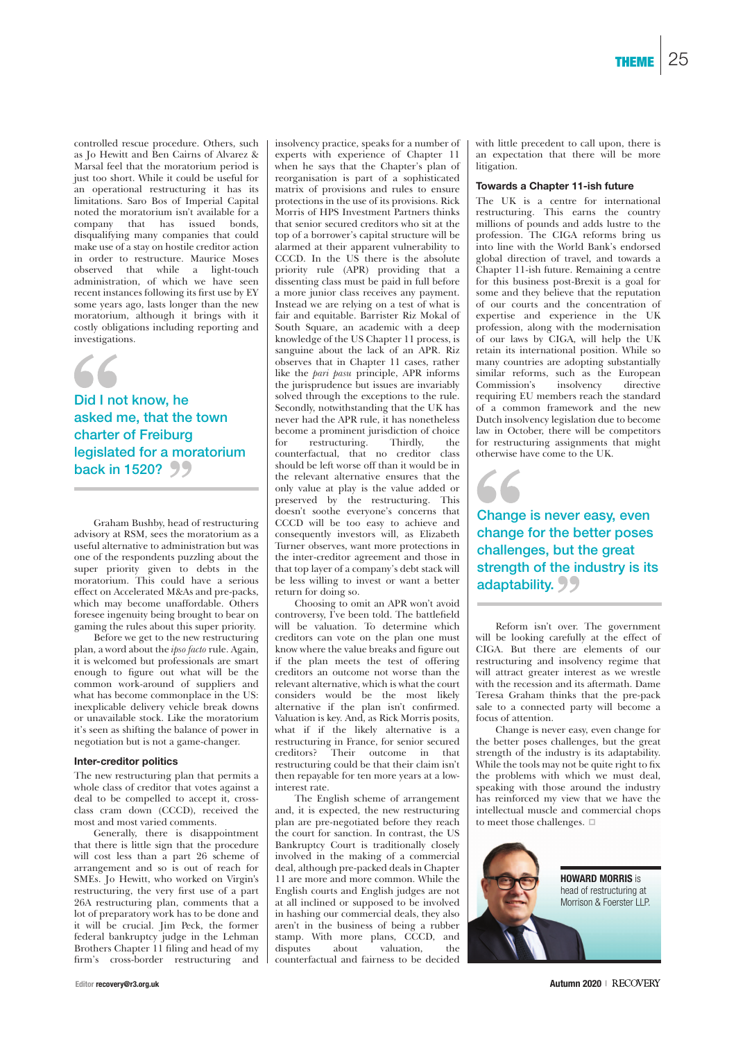controlled rescue procedure. Others, such as Jo Hewitt and Ben Cairns of Alvarez & Marsal feel that the moratorium period is just too short. While it could be useful for an operational restructuring it has its limitations. Saro Bos of Imperial Capital noted the moratorium isn't available for a company that has issued bonds, disqualifying many companies that could make use of a stay on hostile creditor action in order to restructure. Maurice Moses observed that while a light-touch administration, of which we have seen recent instances following its first use by EY some years ago, lasts longer than the new moratorium, although it brings with it costly obligations including reporting and investigations.

> Did I not know, he asked me, that the town charter of Freiburg legislated for a moratorium back in 1520?

Graham Bushby, head of restructuring advisory at RSM, sees the moratorium as a useful alternative to administration but was one of the respondents puzzling about the super priority given to debts in the moratorium. This could have a serious effect on Accelerated M&As and pre-packs, which may become unaffordable. Others foresee ingenuity being brought to bear on gaming the rules about this super priority.

Before we get to the new restructuring plan, a word about the *ipso facto* rule. Again, it is welcomed but professionals are smart enough to figure out what will be the common work-around of suppliers and what has become commonplace in the US: inexplicable delivery vehicle break downs or unavailable stock. Like the moratorium it's seen as shifting the balance of power in negotiation but is not a game-changer.

### Inter-creditor politics

The new restructuring plan that permits a whole class of creditor that votes against a deal to be compelled to accept it, cross-class cram down (CCCD), received the most and most varied comments.

Generally, there is disappointment that there is little sign that the procedure will cost less than a part 26 scheme of arrangement and so is out of reach for SMEs. Jo Hewitt, who worked on Virgin's restructuring, the very first use of a part 26A restructuring plan, comments that a lot of preparatory work has to be done and it will be crucial. Jim Peck, the former federal bankruptcy judge in the Lehman Brothers Chapter 11 filing and head of my firm's cross-border restructuring and insolvency practice, speaks for a number of experts with experience of Chapter 11 when he says that the Chapter's plan of reorganisation is part of a sophisticated matrix of provisions and rules to ensure protections in the use of its provisions. Rick Morris of HPS Investment Partners thinks that senior secured creditors who sit at the top of a borrower's capital structure will be alarmed at their apparent vulnerability to CCCD. In the US there is the absolute priority rule (APR) providing that a dissenting class must be paid in full before a more junior class receives any payment. Instead we are relying on a test of what is fair and equitable. Barrister Riz Mokal of South Square, an academic with a deep knowledge of the US Chapter 11 process, is sanguine about the lack of an APR. Riz observes that in Chapter 11 cases, rather like the *pari pasu* principle, APR informs the jurisprudence but issues are invariably solved through the exceptions to the rule. Secondly, notwithstanding that the UK has never had the APR rule, it has nonetheless become a prominent jurisdiction of choice for restructuring. Thirdly, the counterfactual, that no creditor class should be left worse off than it would be in the relevant alternative ensures that the only value at play is the value added or preserved by the restructuring. This doesn't soothe everyone's concerns that CCCD will be too easy to achieve and consequently investors will, as Elizabeth Turner observes, want more protections in the inter-creditor agreement and those in that top layer of a company's debt stack will be less willing to invest or want a better return for doing so.

Choosing to omit an APR won't avoid controversy, I've been told. The battlefield will be valuation. To determine which creditors can vote on the plan one must know where the value breaks and figure out if the plan meets the test of offering creditors an outcome not worse than the relevant alternative, which is what the court considers would be the most likely alternative if the plan isn't confirmed. Valuation is key. And, as Rick Morris posits, what if if the likely alternative is a restructuring in France, for senior secured creditors? Their outcome in that restructuring could be that their claim isn't then repayable for ten more years at a low-interest rate.

The English scheme of arrangement and, it is expected, the new restructuring plan are pre-negotiated before they reach the court for sanction. In contrast, the US Bankruptcy Court is traditionally closely involved in the making of a commercial deal, although pre-packed deals in Chapter 11 are more and more common. While the English courts and English judges are not at all inclined or supposed to be involved in hashing our commercial deals, they also aren't in the business of being a rubber stamp. With more plans, CCCD, and disputes about valuation, the counterfactual and fairness to be decided with little precedent to call upon, there is an expectation that there will be more litigation.

### Towards a Chapter 11-ish future

The UK is a centre for international restructuring. This earns the country millions of pounds and adds lustre to the profession. The CIGA reforms bring us into line with the World Bank's endorsed global direction of travel, and towards a Chapter 11-ish future. Remaining a centre for this business post-Brexit is a goal for some and they believe that the reputation of our courts and the concentration of expertise and experience in the UK profession, along with the modernisation of our laws by CIGA, will help the UK retain its international position. While so many countries are adopting substantially similar reforms, such as the European Commission's insolvency directive requiring EU members reach the standard of a common framework and the new Dutch insolvency legislation due to become law in October, there will be competitors for restructuring assignments that might otherwise have come to the UK.

> Change is never easy, even change for the better poses challenges, but the great strength of the industry is its adaptability.

Reform isn't over. The government will be looking carefully at the effect of CIGA. But there are elements of our restructuring and insolvency regime that will attract greater interest as we wrestle with the recession and its aftermath. Dame Teresa Graham thinks that the pre-pack sale to a connected party will become a focus of attention.

Change is never easy, even change for the better poses challenges, but the great strength of the industry is its adaptability. While the tools may not be quite right to fix the problems with which we must deal, speaking with those around the industry has reinforced my view that we have the intellectual muscle and commercial chops to meet those challenges. □

**HOWARD MORRIS** is head of restructuring at Morrison & Foerster LLP.

Editor recovery@r3.org.uk